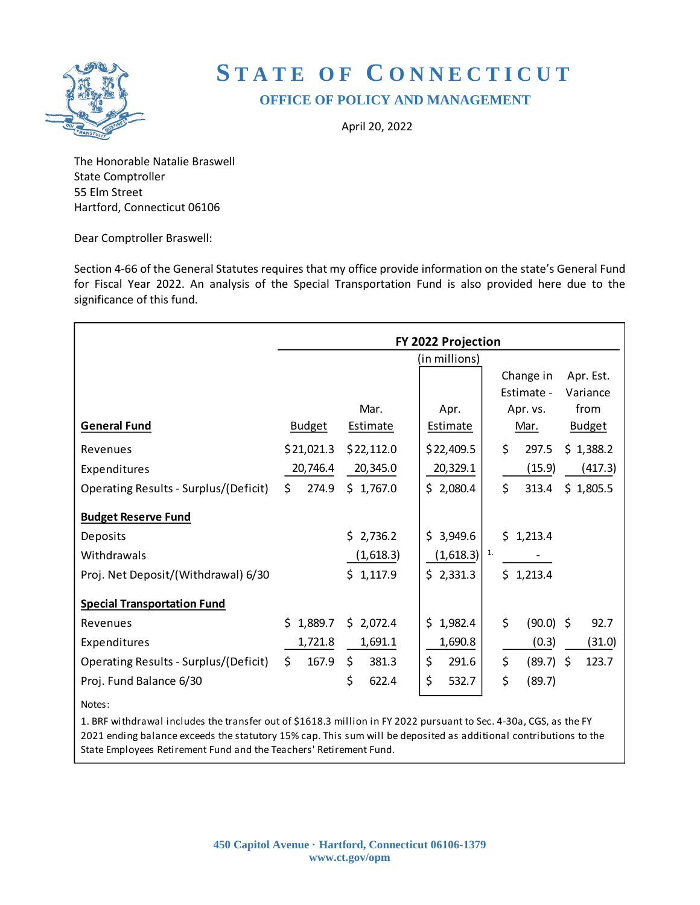# STATE OF CONNECTICUT

## OFFICE OF POLICY AND MANAGEMENT

April 20, 2022

The Honorable Natalie Braswell
State Comptroller
55 Elm Street
Hartford, Connecticut 06106

Dear Comptroller Braswell:

Section 4-66 of the General Statutes requires that my office provide information on the state's General Fund for Fiscal Year 2022. An analysis of the Special Transportation Fund is also provided here due to the significance of this fund.

| | FY 2022 Projection (in millions) | | | | |
|---|---|---|---|---|---|
| **General Fund** | Budget | Mar. Estimate | Apr. Estimate | Change in Estimate - Apr. vs. Mar. | Apr. Est. Variance from Budget |
| Revenues | $21,021.3 | $22,112.0 | $22,409.5 | $ 297.5 | $ 1,388.2 |
| Expenditures | 20,746.4 | 20,345.0 | 20,329.1 | (15.9) | (417.3) |
| Operating Results - Surplus/(Deficit) | $ 274.9 | $ 1,767.0 | $ 2,080.4 | $ 313.4 | $ 1,805.5 |
| **Budget Reserve Fund** | | | | | |
| Deposits | | $ 2,736.2 | $ 3,949.6 | $ 1,213.4 | |
| Withdrawals | | (1,618.3) | (1,618.3) [1] | - | |
| Proj. Net Deposit/(Withdrawal) 6/30 | | $ 1,117.9 | $ 2,331.3 | $ 1,213.4 | |
| **Special Transportation Fund** | | | | | |
| Revenues | $ 1,889.7 | $ 2,072.4 | $ 1,982.4 | $ (90.0) | $ 92.7 |
| Expenditures | 1,721.8 | 1,691.1 | 1,690.8 | (0.3) | (31.0) |
| Operating Results - Surplus/(Deficit) | $ 167.9 | $ 381.3 | $ 291.6 | $ (89.7) | $ 123.7 |
| Proj. Fund Balance 6/30 | | $ 622.4 | $ 532.7 | $ (89.7) | |

Notes:

1. BRF withdrawal includes the transfer out of $1618.3 million in FY 2022 pursuant to Sec. 4-30a, CGS, as the FY 2021 ending balance exceeds the statutory 15% cap. This sum will be deposited as additional contributions to the State Employees Retirement Fund and the Teachers' Retirement Fund.

450 Capitol Avenue · Hartford, Connecticut 06106-1379
www.ct.gov/opm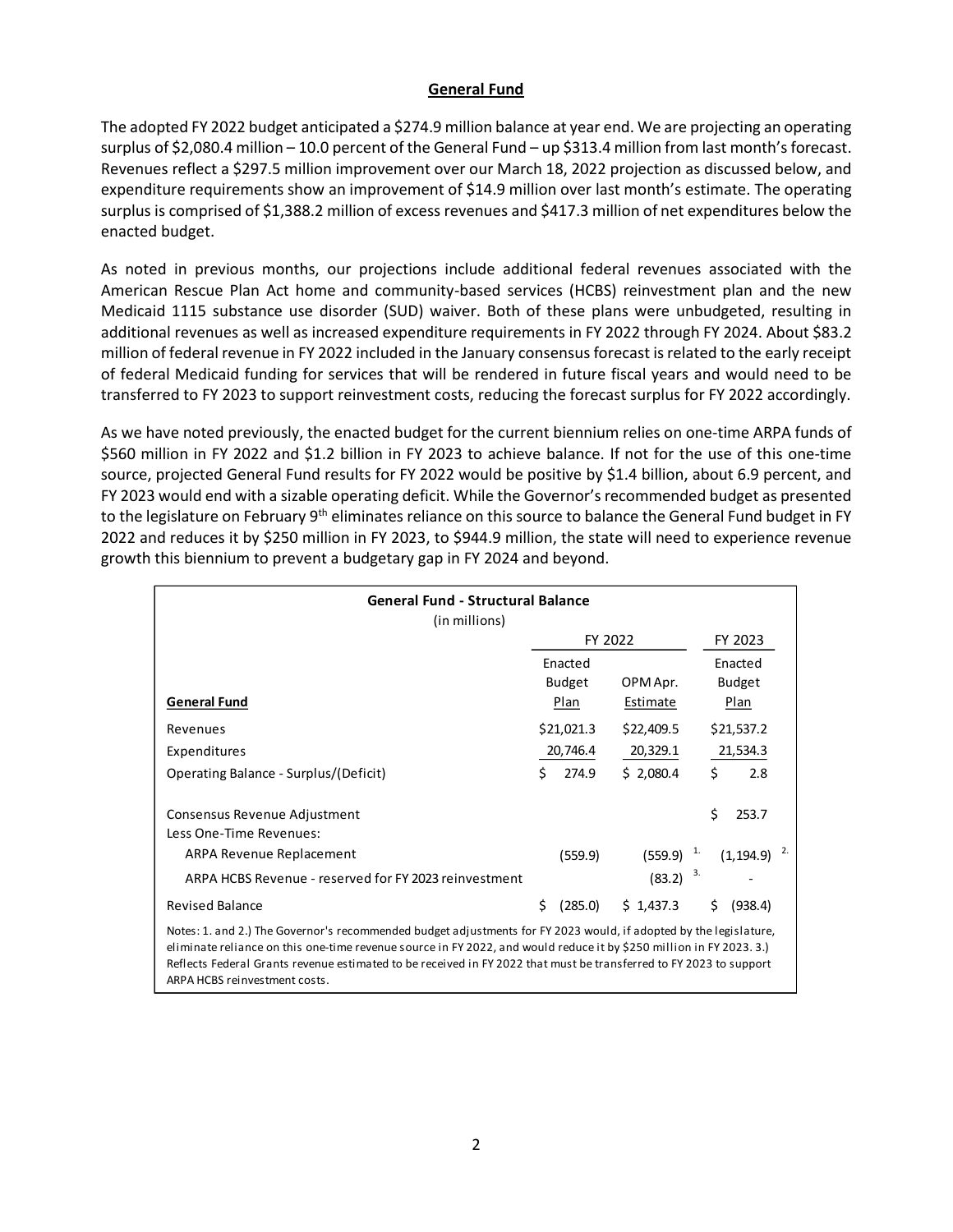## General Fund

The adopted FY 2022 budget anticipated a $274.9 million balance at year end. We are projecting an operating surplus of $2,080.4 million – 10.0 percent of the General Fund – up $313.4 million from last month's forecast. Revenues reflect a $297.5 million improvement over our March 18, 2022 projection as discussed below, and expenditure requirements show an improvement of $14.9 million over last month's estimate. The operating surplus is comprised of $1,388.2 million of excess revenues and $417.3 million of net expenditures below the enacted budget.

As noted in previous months, our projections include additional federal revenues associated with the American Rescue Plan Act home and community-based services (HCBS) reinvestment plan and the new Medicaid 1115 substance use disorder (SUD) waiver. Both of these plans were unbudgeted, resulting in additional revenues as well as increased expenditure requirements in FY 2022 through FY 2024. About $83.2 million of federal revenue in FY 2022 included in the January consensus forecast is related to the early receipt of federal Medicaid funding for services that will be rendered in future fiscal years and would need to be transferred to FY 2023 to support reinvestment costs, reducing the forecast surplus for FY 2022 accordingly.

As we have noted previously, the enacted budget for the current biennium relies on one-time ARPA funds of $560 million in FY 2022 and $1.2 billion in FY 2023 to achieve balance. If not for the use of this one-time source, projected General Fund results for FY 2022 would be positive by $1.4 billion, about 6.9 percent, and FY 2023 would end with a sizable operating deficit. While the Governor's recommended budget as presented to the legislature on February 9th eliminates reliance on this source to balance the General Fund budget in FY 2022 and reduces it by $250 million in FY 2023, to $944.9 million, the state will need to experience revenue growth this biennium to prevent a budgetary gap in FY 2024 and beyond.

**General Fund - Structural Balance**
(in millions)

| | FY 2022 | | FY 2023 |
|---|---|---|---|
| **General Fund** | Enacted Budget Plan | OPM Apr. Estimate | Enacted Budget Plan |
| Revenues | $21,021.3 | $22,409.5 | $21,537.2 |
| Expenditures | 20,746.4 | 20,329.1 | 21,534.3 |
| Operating Balance - Surplus/(Deficit) | $ 274.9 | $ 2,080.4 | $ 2.8 |
| Consensus Revenue Adjustment | | | $ 253.7 |
| Less One-Time Revenues: | | | |
| ARPA Revenue Replacement | (559.9) | (559.9) [1.] | (1,194.9) [2.] |
| ARPA HCBS Revenue - reserved for FY 2023 reinvestment | | (83.2) [3.] | - |
| Revised Balance | $ (285.0) | $ 1,437.3 | $ (938.4) |

Notes: 1. and 2.) The Governor's recommended budget adjustments for FY 2023 would, if adopted by the legislature, eliminate reliance on this one-time revenue source in FY 2022, and would reduce it by $250 million in FY 2023. 3.) Reflects Federal Grants revenue estimated to be received in FY 2022 that must be transferred to FY 2023 to support ARPA HCBS reinvestment costs.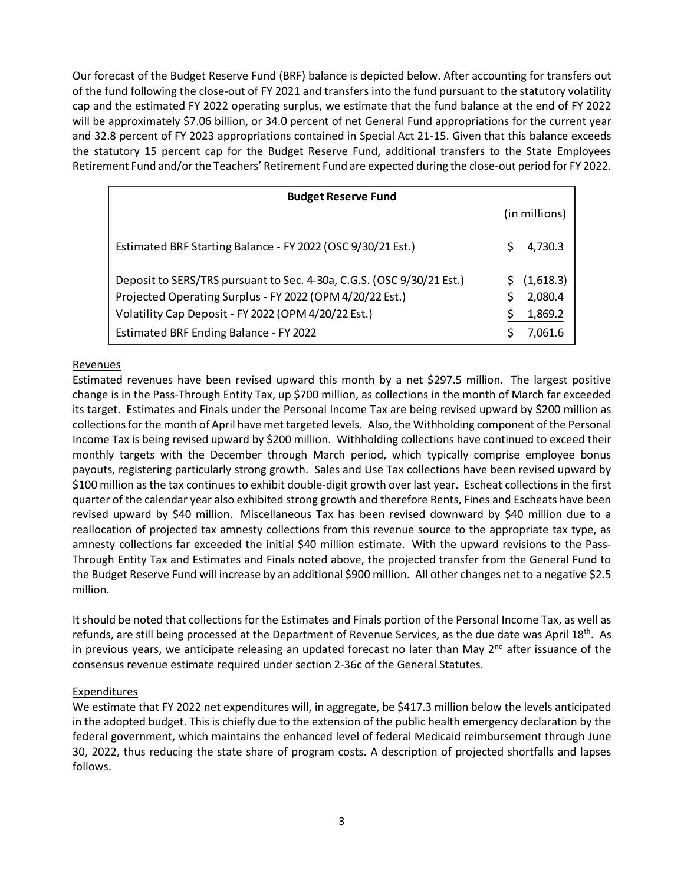Our forecast of the Budget Reserve Fund (BRF) balance is depicted below. After accounting for transfers out of the fund following the close-out of FY 2021 and transfers into the fund pursuant to the statutory volatility cap and the estimated FY 2022 operating surplus, we estimate that the fund balance at the end of FY 2022 will be approximately $7.06 billion, or 34.0 percent of net General Fund appropriations for the current year and 32.8 percent of FY 2023 appropriations contained in Special Act 21-15. Given that this balance exceeds the statutory 15 percent cap for the Budget Reserve Fund, additional transfers to the State Employees Retirement Fund and/or the Teachers' Retirement Fund are expected during the close-out period for FY 2022.

| **Budget Reserve Fund** | (in millions) |
|---|---|
| Estimated BRF Starting Balance - FY 2022 (OSC 9/30/21 Est.) | $ 4,730.3 |
| Deposit to SERS/TRS pursuant to Sec. 4-30a, C.G.S. (OSC 9/30/21 Est.) | $ (1,618.3) |
| Projected Operating Surplus - FY 2022 (OPM 4/20/22 Est.) | $ 2,080.4 |
| Volatility Cap Deposit - FY 2022 (OPM 4/20/22 Est.) | $ 1,869.2 |
| Estimated BRF Ending Balance - FY 2022 | $ 7,061.6 |

Revenues

Estimated revenues have been revised upward this month by a net $297.5 million. The largest positive change is in the Pass-Through Entity Tax, up $700 million, as collections in the month of March far exceeded its target. Estimates and Finals under the Personal Income Tax are being revised upward by $200 million as collections for the month of April have met targeted levels. Also, the Withholding component of the Personal Income Tax is being revised upward by $200 million. Withholding collections have continued to exceed their monthly targets with the December through March period, which typically comprise employee bonus payouts, registering particularly strong growth. Sales and Use Tax collections have been revised upward by $100 million as the tax continues to exhibit double-digit growth over last year. Escheat collections in the first quarter of the calendar year also exhibited strong growth and therefore Rents, Fines and Escheats have been revised upward by $40 million. Miscellaneous Tax has been revised downward by $40 million due to a reallocation of projected tax amnesty collections from this revenue source to the appropriate tax type, as amnesty collections far exceeded the initial $40 million estimate. With the upward revisions to the Pass-Through Entity Tax and Estimates and Finals noted above, the projected transfer from the General Fund to the Budget Reserve Fund will increase by an additional $900 million. All other changes net to a negative $2.5 million.

It should be noted that collections for the Estimates and Finals portion of the Personal Income Tax, as well as refunds, are still being processed at the Department of Revenue Services, as the due date was April 18th. As in previous years, we anticipate releasing an updated forecast no later than May 2nd after issuance of the consensus revenue estimate required under section 2-36c of the General Statutes.

Expenditures

We estimate that FY 2022 net expenditures will, in aggregate, be $417.3 million below the levels anticipated in the adopted budget. This is chiefly due to the extension of the public health emergency declaration by the federal government, which maintains the enhanced level of federal Medicaid reimbursement through June 30, 2022, thus reducing the state share of program costs. A description of projected shortfalls and lapses follows.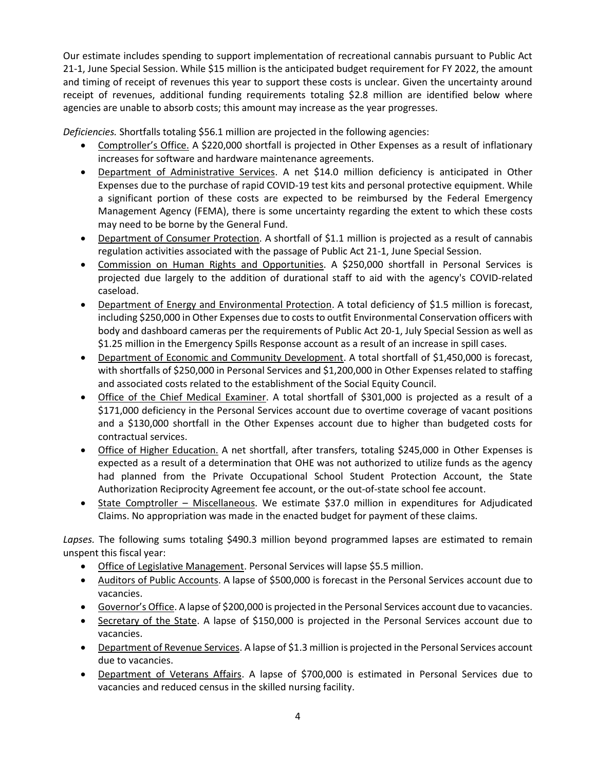Our estimate includes spending to support implementation of recreational cannabis pursuant to Public Act 21-1, June Special Session. While $15 million is the anticipated budget requirement for FY 2022, the amount and timing of receipt of revenues this year to support these costs is unclear. Given the uncertainty around receipt of revenues, additional funding requirements totaling $2.8 million are identified below where agencies are unable to absorb costs; this amount may increase as the year progresses.

*Deficiencies.* Shortfalls totaling $56.1 million are projected in the following agencies:

- Comptroller's Office. A $220,000 shortfall is projected in Other Expenses as a result of inflationary increases for software and hardware maintenance agreements.
- Department of Administrative Services. A net $14.0 million deficiency is anticipated in Other Expenses due to the purchase of rapid COVID-19 test kits and personal protective equipment. While a significant portion of these costs are expected to be reimbursed by the Federal Emergency Management Agency (FEMA), there is some uncertainty regarding the extent to which these costs may need to be borne by the General Fund.
- Department of Consumer Protection. A shortfall of $1.1 million is projected as a result of cannabis regulation activities associated with the passage of Public Act 21-1, June Special Session.
- Commission on Human Rights and Opportunities. A $250,000 shortfall in Personal Services is projected due largely to the addition of durational staff to aid with the agency's COVID-related caseload.
- Department of Energy and Environmental Protection. A total deficiency of $1.5 million is forecast, including $250,000 in Other Expenses due to costs to outfit Environmental Conservation officers with body and dashboard cameras per the requirements of Public Act 20-1, July Special Session as well as $1.25 million in the Emergency Spills Response account as a result of an increase in spill cases.
- Department of Economic and Community Development. A total shortfall of $1,450,000 is forecast, with shortfalls of $250,000 in Personal Services and $1,200,000 in Other Expenses related to staffing and associated costs related to the establishment of the Social Equity Council.
- Office of the Chief Medical Examiner. A total shortfall of $301,000 is projected as a result of a $171,000 deficiency in the Personal Services account due to overtime coverage of vacant positions and a $130,000 shortfall in the Other Expenses account due to higher than budgeted costs for contractual services.
- Office of Higher Education. A net shortfall, after transfers, totaling $245,000 in Other Expenses is expected as a result of a determination that OHE was not authorized to utilize funds as the agency had planned from the Private Occupational School Student Protection Account, the State Authorization Reciprocity Agreement fee account, or the out-of-state school fee account.
- State Comptroller – Miscellaneous. We estimate $37.0 million in expenditures for Adjudicated Claims. No appropriation was made in the enacted budget for payment of these claims.

*Lapses.* The following sums totaling $490.3 million beyond programmed lapses are estimated to remain unspent this fiscal year:

- Office of Legislative Management. Personal Services will lapse $5.5 million.
- Auditors of Public Accounts. A lapse of $500,000 is forecast in the Personal Services account due to vacancies.
- Governor's Office. A lapse of $200,000 is projected in the Personal Services account due to vacancies.
- Secretary of the State. A lapse of $150,000 is projected in the Personal Services account due to vacancies.
- Department of Revenue Services. A lapse of $1.3 million is projected in the Personal Services account due to vacancies.
- Department of Veterans Affairs. A lapse of $700,000 is estimated in Personal Services due to vacancies and reduced census in the skilled nursing facility.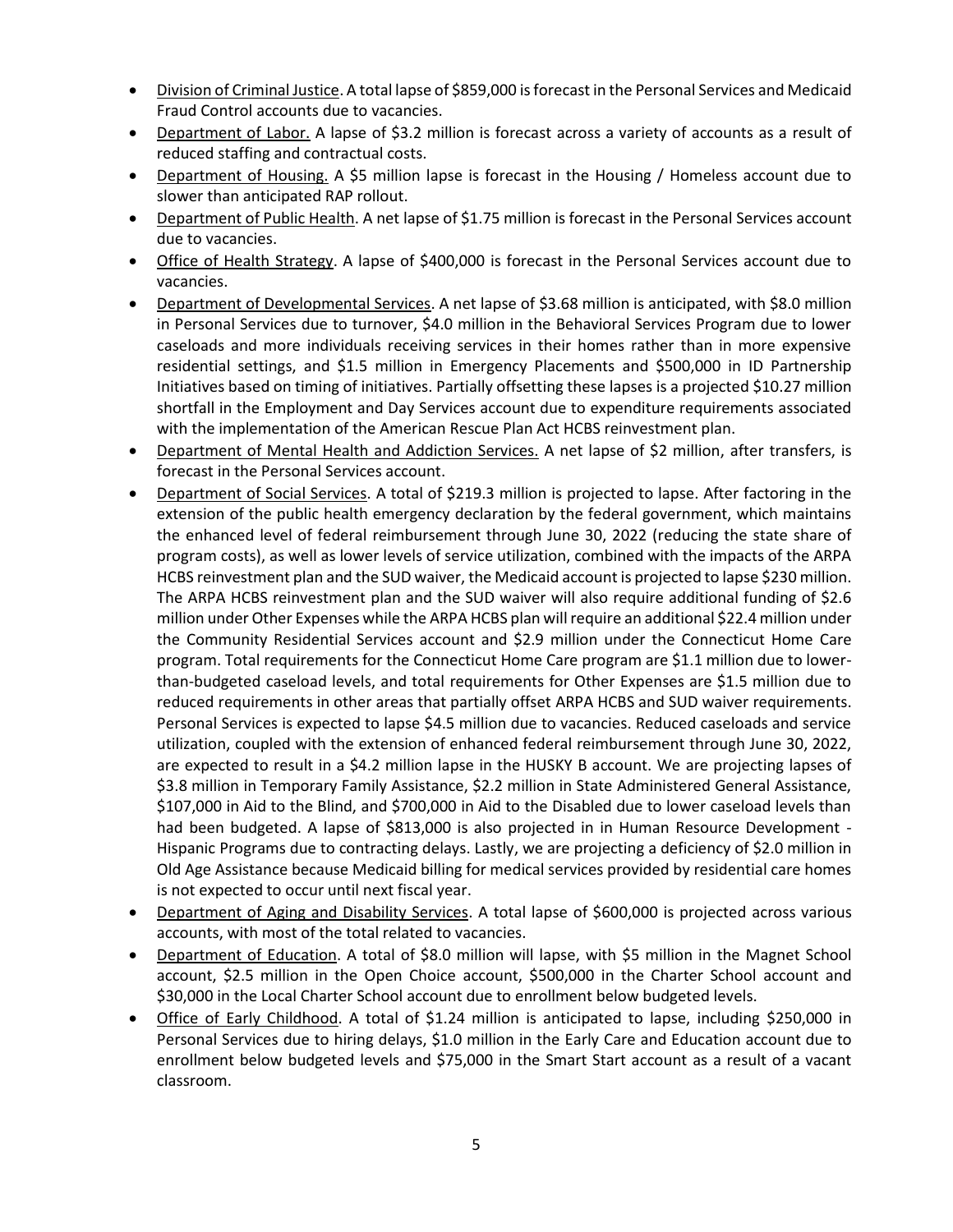- Division of Criminal Justice. A total lapse of $859,000 is forecast in the Personal Services and Medicaid Fraud Control accounts due to vacancies.
- Department of Labor. A lapse of $3.2 million is forecast across a variety of accounts as a result of reduced staffing and contractual costs.
- Department of Housing. A $5 million lapse is forecast in the Housing / Homeless account due to slower than anticipated RAP rollout.
- Department of Public Health. A net lapse of $1.75 million is forecast in the Personal Services account due to vacancies.
- Office of Health Strategy. A lapse of $400,000 is forecast in the Personal Services account due to vacancies.
- Department of Developmental Services. A net lapse of $3.68 million is anticipated, with $8.0 million in Personal Services due to turnover, $4.0 million in the Behavioral Services Program due to lower caseloads and more individuals receiving services in their homes rather than in more expensive residential settings, and $1.5 million in Emergency Placements and $500,000 in ID Partnership Initiatives based on timing of initiatives. Partially offsetting these lapses is a projected $10.27 million shortfall in the Employment and Day Services account due to expenditure requirements associated with the implementation of the American Rescue Plan Act HCBS reinvestment plan.
- Department of Mental Health and Addiction Services. A net lapse of $2 million, after transfers, is forecast in the Personal Services account.
- Department of Social Services. A total of $219.3 million is projected to lapse. After factoring in the extension of the public health emergency declaration by the federal government, which maintains the enhanced level of federal reimbursement through June 30, 2022 (reducing the state share of program costs), as well as lower levels of service utilization, combined with the impacts of the ARPA HCBS reinvestment plan and the SUD waiver, the Medicaid account is projected to lapse $230 million. The ARPA HCBS reinvestment plan and the SUD waiver will also require additional funding of $2.6 million under Other Expenses while the ARPA HCBS plan will require an additional $22.4 million under the Community Residential Services account and $2.9 million under the Connecticut Home Care program. Total requirements for the Connecticut Home Care program are $1.1 million due to lower-than-budgeted caseload levels, and total requirements for Other Expenses are $1.5 million due to reduced requirements in other areas that partially offset ARPA HCBS and SUD waiver requirements. Personal Services is expected to lapse $4.5 million due to vacancies. Reduced caseloads and service utilization, coupled with the extension of enhanced federal reimbursement through June 30, 2022, are expected to result in a $4.2 million lapse in the HUSKY B account. We are projecting lapses of $3.8 million in Temporary Family Assistance, $2.2 million in State Administered General Assistance, $107,000 in Aid to the Blind, and $700,000 in Aid to the Disabled due to lower caseload levels than had been budgeted. A lapse of $813,000 is also projected in in Human Resource Development - Hispanic Programs due to contracting delays. Lastly, we are projecting a deficiency of $2.0 million in Old Age Assistance because Medicaid billing for medical services provided by residential care homes is not expected to occur until next fiscal year.
- Department of Aging and Disability Services. A total lapse of $600,000 is projected across various accounts, with most of the total related to vacancies.
- Department of Education. A total of $8.0 million will lapse, with $5 million in the Magnet School account, $2.5 million in the Open Choice account, $500,000 in the Charter School account and $30,000 in the Local Charter School account due to enrollment below budgeted levels.
- Office of Early Childhood. A total of $1.24 million is anticipated to lapse, including $250,000 in Personal Services due to hiring delays, $1.0 million in the Early Care and Education account due to enrollment below budgeted levels and $75,000 in the Smart Start account as a result of a vacant classroom.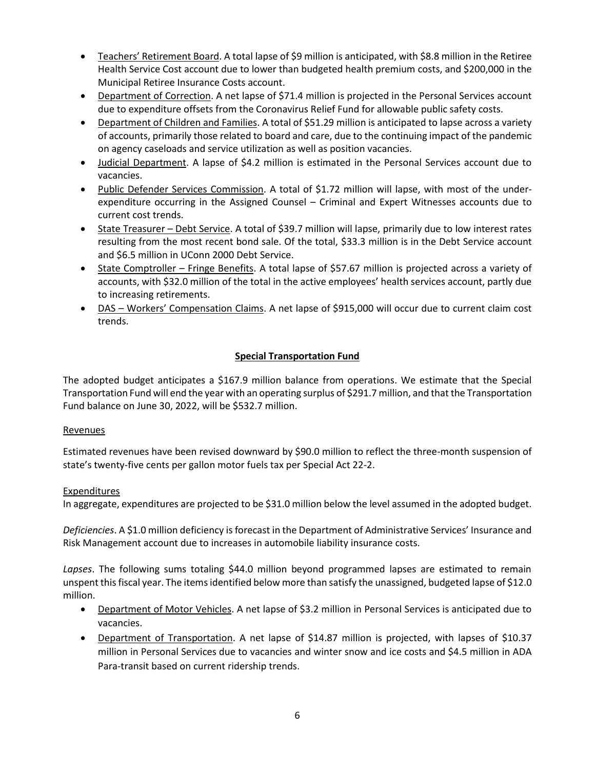- Teachers' Retirement Board. A total lapse of $9 million is anticipated, with $8.8 million in the Retiree Health Service Cost account due to lower than budgeted health premium costs, and $200,000 in the Municipal Retiree Insurance Costs account.
- Department of Correction. A net lapse of $71.4 million is projected in the Personal Services account due to expenditure offsets from the Coronavirus Relief Fund for allowable public safety costs.
- Department of Children and Families. A total of $51.29 million is anticipated to lapse across a variety of accounts, primarily those related to board and care, due to the continuing impact of the pandemic on agency caseloads and service utilization as well as position vacancies.
- Judicial Department. A lapse of $4.2 million is estimated in the Personal Services account due to vacancies.
- Public Defender Services Commission. A total of $1.72 million will lapse, with most of the under-expenditure occurring in the Assigned Counsel – Criminal and Expert Witnesses accounts due to current cost trends.
- State Treasurer – Debt Service. A total of $39.7 million will lapse, primarily due to low interest rates resulting from the most recent bond sale. Of the total, $33.3 million is in the Debt Service account and $6.5 million in UConn 2000 Debt Service.
- State Comptroller – Fringe Benefits. A total lapse of $57.67 million is projected across a variety of accounts, with $32.0 million of the total in the active employees' health services account, partly due to increasing retirements.
- DAS – Workers' Compensation Claims. A net lapse of $915,000 will occur due to current claim cost trends.

## Special Transportation Fund

The adopted budget anticipates a $167.9 million balance from operations. We estimate that the Special Transportation Fund will end the year with an operating surplus of $291.7 million, and that the Transportation Fund balance on June 30, 2022, will be $532.7 million.

### Revenues

Estimated revenues have been revised downward by $90.0 million to reflect the three-month suspension of state's twenty-five cents per gallon motor fuels tax per Special Act 22-2.

### Expenditures

In aggregate, expenditures are projected to be $31.0 million below the level assumed in the adopted budget.

*Deficiencies*. A $1.0 million deficiency is forecast in the Department of Administrative Services' Insurance and Risk Management account due to increases in automobile liability insurance costs.

*Lapses*. The following sums totaling $44.0 million beyond programmed lapses are estimated to remain unspent this fiscal year. The items identified below more than satisfy the unassigned, budgeted lapse of $12.0 million.

- Department of Motor Vehicles. A net lapse of $3.2 million in Personal Services is anticipated due to vacancies.
- Department of Transportation. A net lapse of $14.87 million is projected, with lapses of $10.37 million in Personal Services due to vacancies and winter snow and ice costs and $4.5 million in ADA Para-transit based on current ridership trends.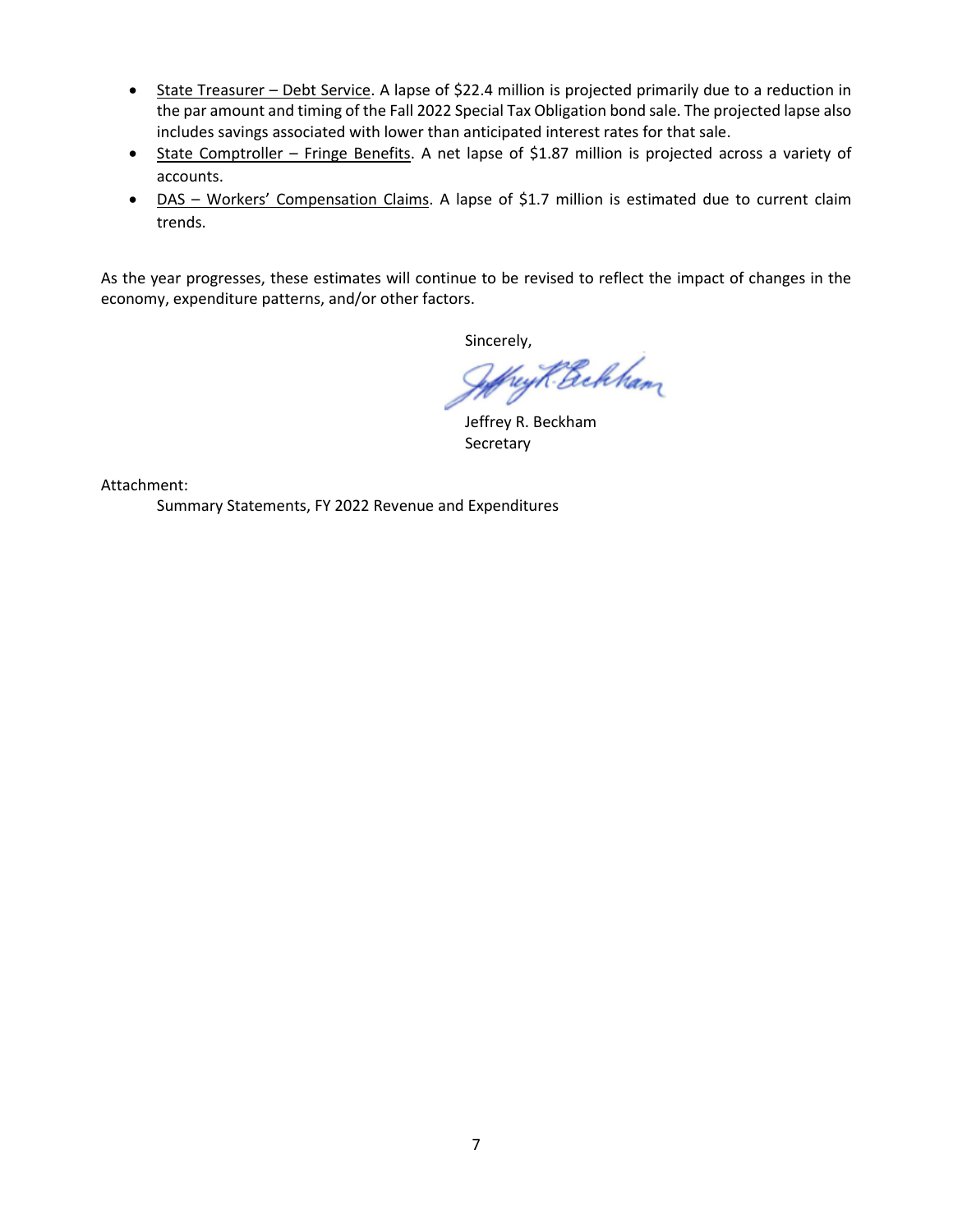- State Treasurer – Debt Service. A lapse of $22.4 million is projected primarily due to a reduction in the par amount and timing of the Fall 2022 Special Tax Obligation bond sale. The projected lapse also includes savings associated with lower than anticipated interest rates for that sale.
- State Comptroller – Fringe Benefits. A net lapse of $1.87 million is projected across a variety of accounts.
- DAS – Workers' Compensation Claims. A lapse of $1.7 million is estimated due to current claim trends.

As the year progresses, these estimates will continue to be revised to reflect the impact of changes in the economy, expenditure patterns, and/or other factors.

Sincerely,

Jeffrey R. Beckham
Secretary

Attachment:
Summary Statements, FY 2022 Revenue and Expenditures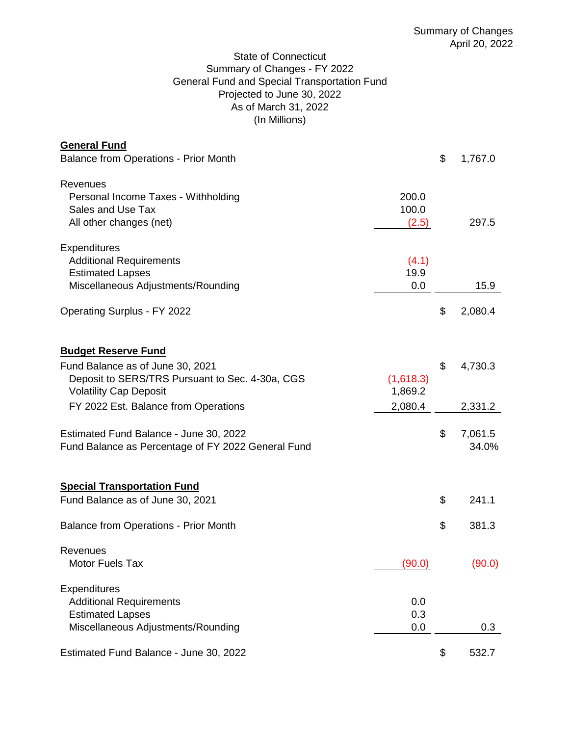Summary of Changes
April 20, 2022

State of Connecticut
Summary of Changes - FY 2022
General Fund and Special Transportation Fund
Projected to June 30, 2022
As of March 31, 2022
(In Millions)

| | | | |
|---|---|---|---|
| **General Fund** | | | |
| Balance from Operations - Prior Month | | $ | 1,767.0 |
| | | | |
| Revenues | | | |
| Personal Income Taxes - Withholding | 200.0 | | |
| Sales and Use Tax | 100.0 | | |
| All other changes (net) | (2.5) | | 297.5 |
| | | | |
| Expenditures | | | |
| Additional Requirements | (4.1) | | |
| Estimated Lapses | 19.9 | | |
| Miscellaneous Adjustments/Rounding | 0.0 | | 15.9 |
| | | | |
| Operating Surplus - FY 2022 | | $ | 2,080.4 |
| | | | |
| **Budget Reserve Fund** | | | |
| Fund Balance as of June 30, 2021 | | $ | 4,730.3 |
| Deposit to SERS/TRS Pursuant to Sec. 4-30a, CGS | (1,618.3) | | |
| Volatility Cap Deposit | 1,869.2 | | |
| FY 2022 Est. Balance from Operations | 2,080.4 | | 2,331.2 |
| | | | |
| Estimated Fund Balance - June 30, 2022 | | $ | 7,061.5 |
| Fund Balance as Percentage of FY 2022 General Fund | | | 34.0% |
| | | | |
| **Special Transportation Fund** | | | |
| Fund Balance as of June 30, 2021 | | $ | 241.1 |
| | | | |
| Balance from Operations - Prior Month | | $ | 381.3 |
| | | | |
| Revenues | | | |
| Motor Fuels Tax | (90.0) | | (90.0) |
| | | | |
| Expenditures | | | |
| Additional Requirements | 0.0 | | |
| Estimated Lapses | 0.3 | | |
| Miscellaneous Adjustments/Rounding | 0.0 | | 0.3 |
| | | | |
| Estimated Fund Balance - June 30, 2022 | | $ | 532.7 |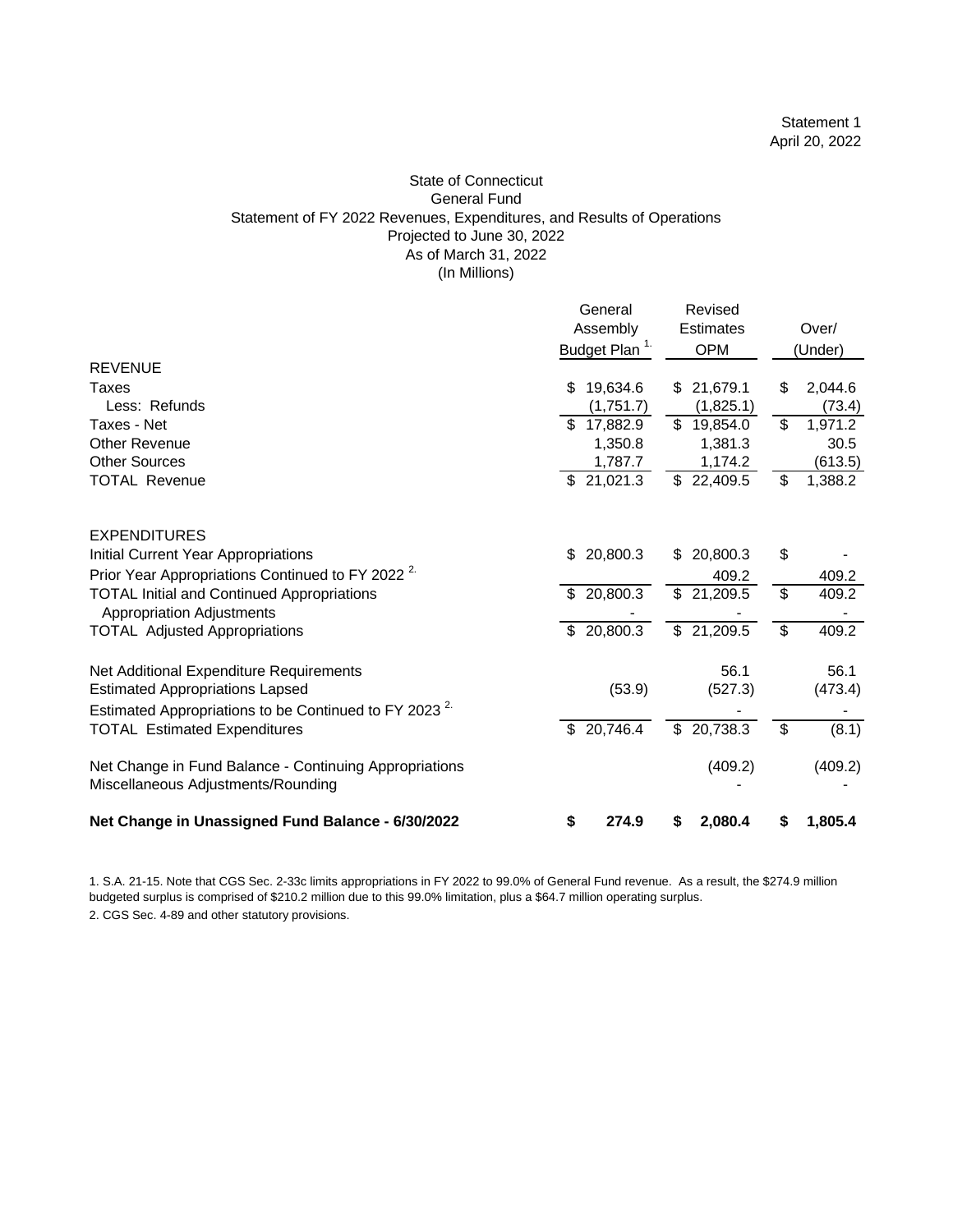Statement 1
April 20, 2022

# State of Connecticut
## General Fund
## Statement of FY 2022 Revenues, Expenditures, and Results of Operations
## Projected to June 30, 2022
## As of March 31, 2022
## (In Millions)

| | General Assembly Budget Plan [1.] | Revised Estimates OPM | Over/ (Under) |
|---|---|---|---|
| **REVENUE** | | | |
| Taxes | $ 19,634.6 | $ 21,679.1 | $ 2,044.6 |
| Less: Refunds | (1,751.7) | (1,825.1) | (73.4) |
| Taxes - Net | $ 17,882.9 | $ 19,854.0 | $ 1,971.2 |
| Other Revenue | 1,350.8 | 1,381.3 | 30.5 |
| Other Sources | 1,787.7 | 1,174.2 | (613.5) |
| TOTAL Revenue | $ 21,021.3 | $ 22,409.5 | $ 1,388.2 |
| | | | |
| **EXPENDITURES** | | | |
| Initial Current Year Appropriations | $ 20,800.3 | $ 20,800.3 | $ - |
| Prior Year Appropriations Continued to FY 2022 [2.] | | 409.2 | 409.2 |
| TOTAL Initial and Continued Appropriations | $ 20,800.3 | $ 21,209.5 | $ 409.2 |
| Appropriation Adjustments | - | - | - |
| TOTAL Adjusted Appropriations | $ 20,800.3 | $ 21,209.5 | $ 409.2 |
| | | | |
| Net Additional Expenditure Requirements | | 56.1 | 56.1 |
| Estimated Appropriations Lapsed | (53.9) | (527.3) | (473.4) |
| Estimated Appropriations to be Continued to FY 2023 [2.] | | - | - |
| TOTAL Estimated Expenditures | $ 20,746.4 | $ 20,738.3 | $ (8.1) |
| | | | |
| Net Change in Fund Balance - Continuing Appropriations | | (409.2) | (409.2) |
| Miscellaneous Adjustments/Rounding | | - | - |
| | | | |
| **Net Change in Unassigned Fund Balance - 6/30/2022** | **$ 274.9** | **$ 2,080.4** | **$ 1,805.4** |

1. S.A. 21-15. Note that CGS Sec. 2-33c limits appropriations in FY 2022 to 99.0% of General Fund revenue. As a result, the $274.9 million budgeted surplus is comprised of $210.2 million due to this 99.0% limitation, plus a $64.7 million operating surplus.

2. CGS Sec. 4-89 and other statutory provisions.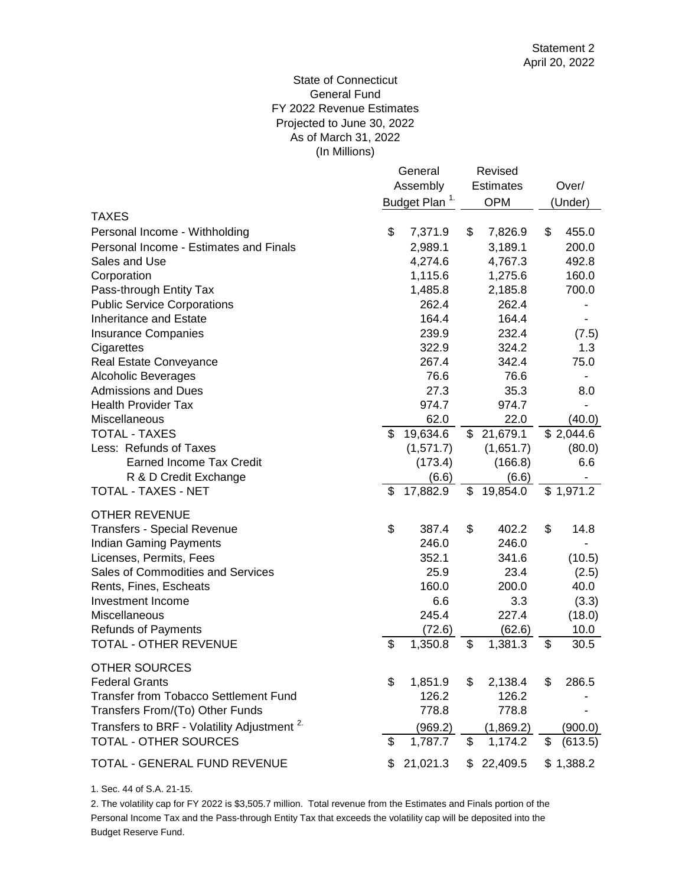Statement 2
April 20, 2022

# State of Connecticut
## General Fund
## FY 2022 Revenue Estimates
## Projected to June 30, 2022
## As of March 31, 2022
## (In Millions)

| | General Assembly Budget Plan [1] | Revised Estimates OPM | Over/ (Under) |
|---|---|---|---|
| **TAXES** | | | |
| Personal Income - Withholding | $ 7,371.9 | $ 7,826.9 | $ 455.0 |
| Personal Income - Estimates and Finals | 2,989.1 | 3,189.1 | 200.0 |
| Sales and Use | 4,274.6 | 4,767.3 | 492.8 |
| Corporation | 1,115.6 | 1,275.6 | 160.0 |
| Pass-through Entity Tax | 1,485.8 | 2,185.8 | 700.0 |
| Public Service Corporations | 262.4 | 262.4 | - |
| Inheritance and Estate | 164.4 | 164.4 | - |
| Insurance Companies | 239.9 | 232.4 | (7.5) |
| Cigarettes | 322.9 | 324.2 | 1.3 |
| Real Estate Conveyance | 267.4 | 342.4 | 75.0 |
| Alcoholic Beverages | 76.6 | 76.6 | - |
| Admissions and Dues | 27.3 | 35.3 | 8.0 |
| Health Provider Tax | 974.7 | 974.7 | - |
| Miscellaneous | 62.0 | 22.0 | (40.0) |
| TOTAL - TAXES | $ 19,634.6 | $ 21,679.1 | $ 2,044.6 |
| Less: Refunds of Taxes | (1,571.7) | (1,651.7) | (80.0) |
| Earned Income Tax Credit | (173.4) | (166.8) | 6.6 |
| R & D Credit Exchange | (6.6) | (6.6) | - |
| TOTAL - TAXES - NET | $ 17,882.9 | $ 19,854.0 | $ 1,971.2 |
| **OTHER REVENUE** | | | |
| Transfers - Special Revenue | $ 387.4 | $ 402.2 | $ 14.8 |
| Indian Gaming Payments | 246.0 | 246.0 | - |
| Licenses, Permits, Fees | 352.1 | 341.6 | (10.5) |
| Sales of Commodities and Services | 25.9 | 23.4 | (2.5) |
| Rents, Fines, Escheats | 160.0 | 200.0 | 40.0 |
| Investment Income | 6.6 | 3.3 | (3.3) |
| Miscellaneous | 245.4 | 227.4 | (18.0) |
| Refunds of Payments | (72.6) | (62.6) | 10.0 |
| TOTAL - OTHER REVENUE | $ 1,350.8 | $ 1,381.3 | $ 30.5 |
| **OTHER SOURCES** | | | |
| Federal Grants | $ 1,851.9 | $ 2,138.4 | $ 286.5 |
| Transfer from Tobacco Settlement Fund | 126.2 | 126.2 | - |
| Transfers From/(To) Other Funds | 778.8 | 778.8 | - |
| Transfers to BRF - Volatility Adjustment [2] | (969.2) | (1,869.2) | (900.0) |
| TOTAL - OTHER SOURCES | $ 1,787.7 | $ 1,174.2 | $ (613.5) |
| TOTAL - GENERAL FUND REVENUE | $ 21,021.3 | $ 22,409.5 | $ 1,388.2 |

1. Sec. 44 of S.A. 21-15.

2. The volatility cap for FY 2022 is $3,505.7 million. Total revenue from the Estimates and Finals portion of the Personal Income Tax and the Pass-through Entity Tax that exceeds the volatility cap will be deposited into the Budget Reserve Fund.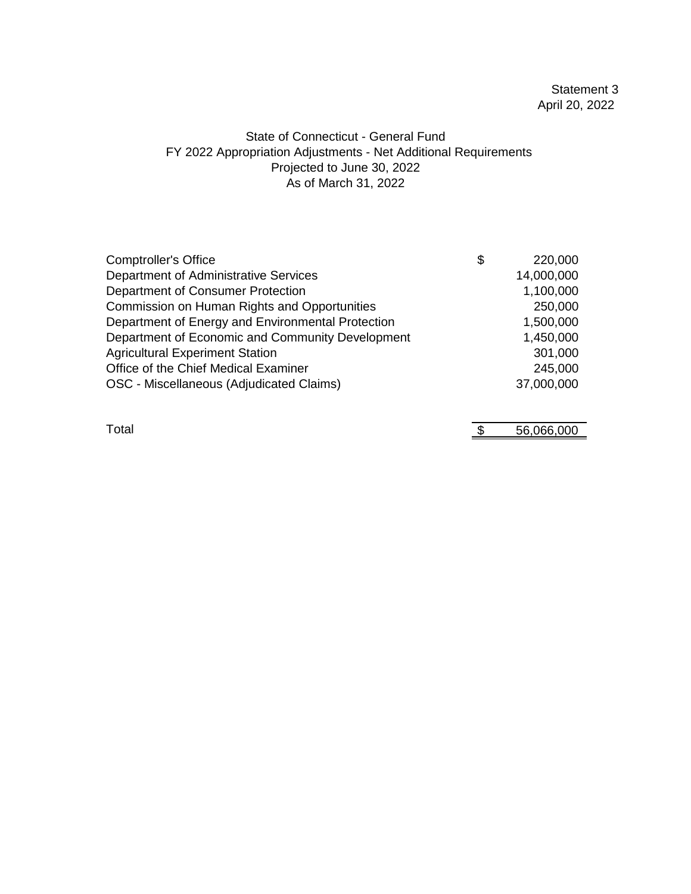Statement 3
April 20, 2022

State of Connecticut - General Fund
FY 2022 Appropriation Adjustments - Net Additional Requirements
Projected to June 30, 2022
As of March 31, 2022

| | |
|---|---|
| Comptroller's Office | $ 220,000 |
| Department of Administrative Services | 14,000,000 |
| Department of Consumer Protection | 1,100,000 |
| Commission on Human Rights and Opportunities | 250,000 |
| Department of Energy and Environmental Protection | 1,500,000 |
| Department of Economic and Community Development | 1,450,000 |
| Agricultural Experiment Station | 301,000 |
| Office of the Chief Medical Examiner | 245,000 |
| OSC - Miscellaneous (Adjudicated Claims) | 37,000,000 |
| Total | $ 56,066,000 |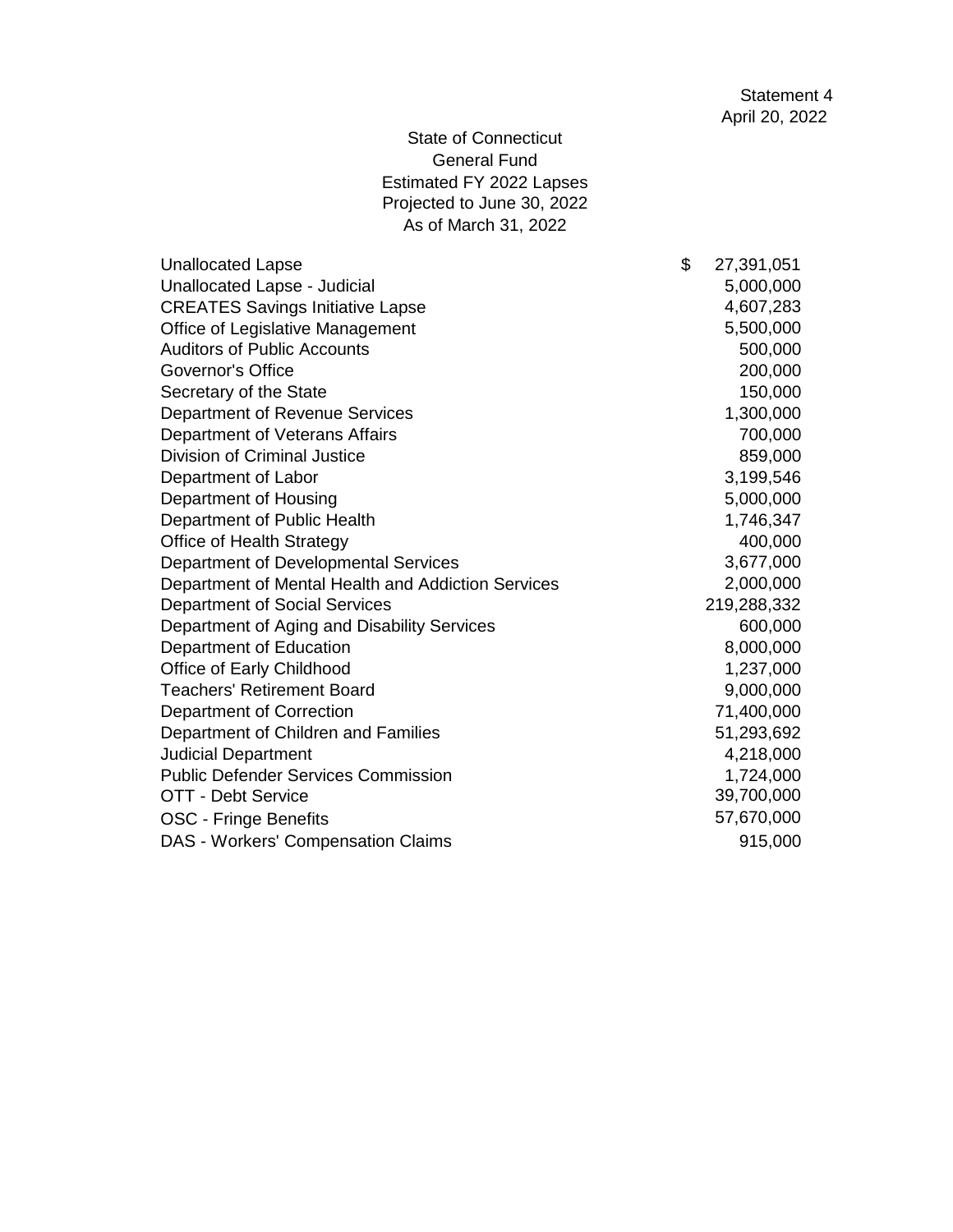Statement 4
April 20, 2022

State of Connecticut
General Fund
Estimated FY 2022 Lapses
Projected to June 30, 2022
As of March 31, 2022

| | |
|---|---|
| Unallocated Lapse | $ 27,391,051 |
| Unallocated Lapse - Judicial | 5,000,000 |
| CREATES Savings Initiative Lapse | 4,607,283 |
| Office of Legislative Management | 5,500,000 |
| Auditors of Public Accounts | 500,000 |
| Governor's Office | 200,000 |
| Secretary of the State | 150,000 |
| Department of Revenue Services | 1,300,000 |
| Department of Veterans Affairs | 700,000 |
| Division of Criminal Justice | 859,000 |
| Department of Labor | 3,199,546 |
| Department of Housing | 5,000,000 |
| Department of Public Health | 1,746,347 |
| Office of Health Strategy | 400,000 |
| Department of Developmental Services | 3,677,000 |
| Department of Mental Health and Addiction Services | 2,000,000 |
| Department of Social Services | 219,288,332 |
| Department of Aging and Disability Services | 600,000 |
| Department of Education | 8,000,000 |
| Office of Early Childhood | 1,237,000 |
| Teachers' Retirement Board | 9,000,000 |
| Department of Correction | 71,400,000 |
| Department of Children and Families | 51,293,692 |
| Judicial Department | 4,218,000 |
| Public Defender Services Commission | 1,724,000 |
| OTT - Debt Service | 39,700,000 |
| OSC - Fringe Benefits | 57,670,000 |
| DAS - Workers' Compensation Claims | 915,000 |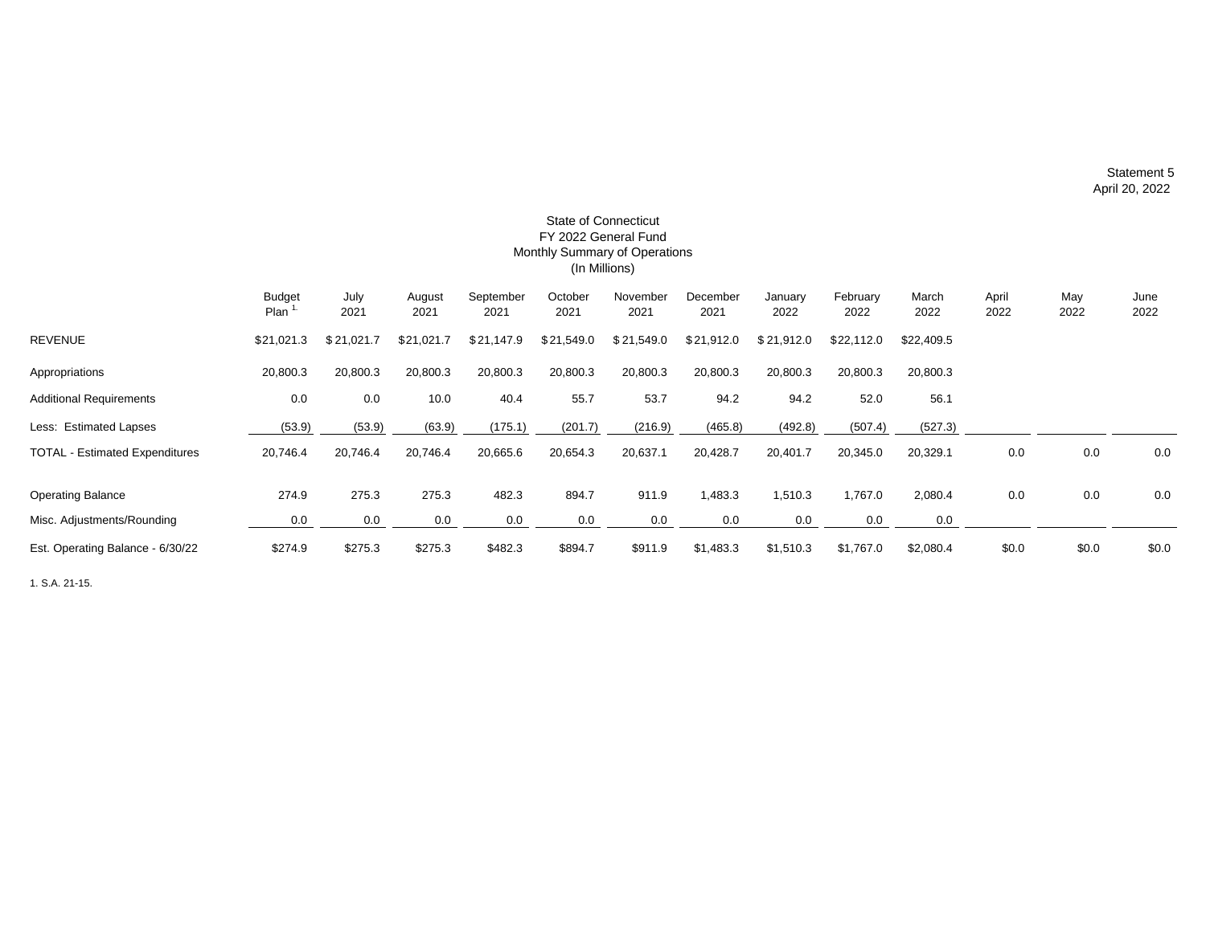Statement 5
April 20, 2022

# State of Connecticut
## FY 2022 General Fund
## Monthly Summary of Operations
(In Millions)

| | Budget Plan [1.] | July 2021 | August 2021 | September 2021 | October 2021 | November 2021 | December 2021 | January 2022 | February 2022 | March 2022 | April 2022 | May 2022 | June 2022 |
|---|---|---|---|---|---|---|---|---|---|---|---|---|---|
| REVENUE | $21,021.3 | $21,021.7 | $21,021.7 | $21,147.9 | $21,549.0 | $21,549.0 | $21,912.0 | $21,912.0 | $22,112.0 | $22,409.5 | | | |
| Appropriations | 20,800.3 | 20,800.3 | 20,800.3 | 20,800.3 | 20,800.3 | 20,800.3 | 20,800.3 | 20,800.3 | 20,800.3 | 20,800.3 | | | |
| Additional Requirements | 0.0 | 0.0 | 10.0 | 40.4 | 55.7 | 53.7 | 94.2 | 94.2 | 52.0 | 56.1 | | | |
| Less: Estimated Lapses | (53.9) | (53.9) | (63.9) | (175.1) | (201.7) | (216.9) | (465.8) | (492.8) | (507.4) | (527.3) | | | |
| TOTAL - Estimated Expenditures | 20,746.4 | 20,746.4 | 20,746.4 | 20,665.6 | 20,654.3 | 20,637.1 | 20,428.7 | 20,401.7 | 20,345.0 | 20,329.1 | 0.0 | 0.0 | 0.0 |
| Operating Balance | 274.9 | 275.3 | 275.3 | 482.3 | 894.7 | 911.9 | 1,483.3 | 1,510.3 | 1,767.0 | 2,080.4 | 0.0 | 0.0 | 0.0 |
| Misc. Adjustments/Rounding | 0.0 | 0.0 | 0.0 | 0.0 | 0.0 | 0.0 | 0.0 | 0.0 | 0.0 | 0.0 | | | |
| Est. Operating Balance - 6/30/22 | $274.9 | $275.3 | $275.3 | $482.3 | $894.7 | $911.9 | $1,483.3 | $1,510.3 | $1,767.0 | $2,080.4 | $0.0 | $0.0 | $0.0 |

1. S.A. 21-15.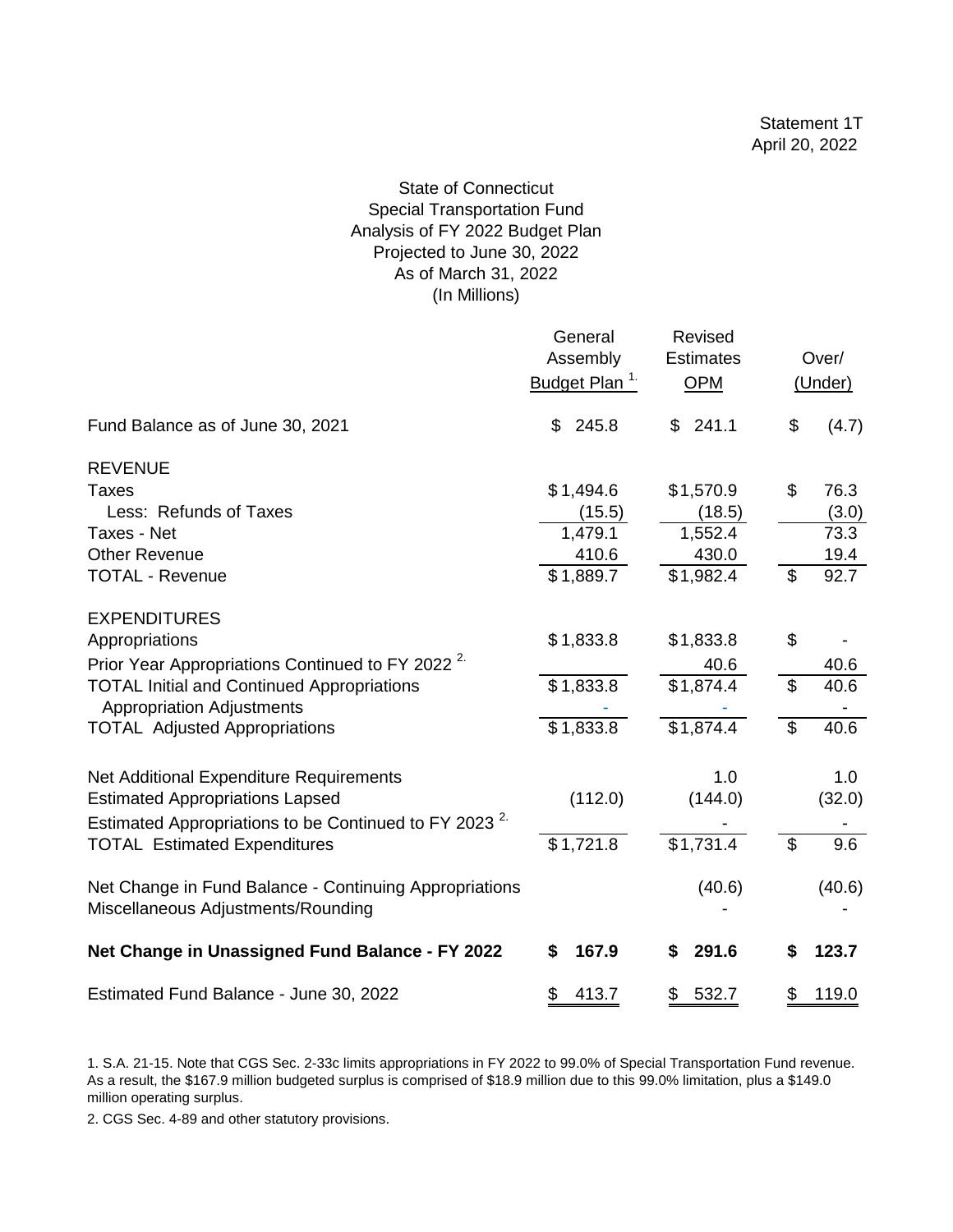Statement 1T
April 20, 2022

# State of Connecticut
## Special Transportation Fund
## Analysis of FY 2022 Budget Plan
## Projected to June 30, 2022
## As of March 31, 2022
## (In Millions)

| | General Assembly Budget Plan [1] | Revised Estimates OPM | Over/ (Under) |
|---|---|---|---|
| Fund Balance as of June 30, 2021 | $ 245.8 | $ 241.1 | $ (4.7) |
| **REVENUE** | | | |
| Taxes | $1,494.6 | $1,570.9 | $ 76.3 |
| Less: Refunds of Taxes | (15.5) | (18.5) | (3.0) |
| Taxes - Net | 1,479.1 | 1,552.4 | 73.3 |
| Other Revenue | 410.6 | 430.0 | 19.4 |
| TOTAL - Revenue | $1,889.7 | $1,982.4 | $ 92.7 |
| **EXPENDITURES** | | | |
| Appropriations | $1,833.8 | $1,833.8 | $ - |
| Prior Year Appropriations Continued to FY 2022 [2] | | 40.6 | 40.6 |
| TOTAL Initial and Continued Appropriations | $1,833.8 | $1,874.4 | $ 40.6 |
| Appropriation Adjustments | - | - | - |
| TOTAL Adjusted Appropriations | $1,833.8 | $1,874.4 | $ 40.6 |
| Net Additional Expenditure Requirements | | 1.0 | 1.0 |
| Estimated Appropriations Lapsed | (112.0) | (144.0) | (32.0) |
| Estimated Appropriations to be Continued to FY 2023 [2] | | - | - |
| TOTAL Estimated Expenditures | $1,721.8 | $1,731.4 | $ 9.6 |
| Net Change in Fund Balance - Continuing Appropriations | | (40.6) | (40.6) |
| Miscellaneous Adjustments/Rounding | | - | - |
| **Net Change in Unassigned Fund Balance - FY 2022** | **$ 167.9** | **$ 291.6** | **$ 123.7** |
| Estimated Fund Balance - June 30, 2022 | $ 413.7 | $ 532.7 | $ 119.0 |

1. S.A. 21-15. Note that CGS Sec. 2-33c limits appropriations in FY 2022 to 99.0% of Special Transportation Fund revenue. As a result, the $167.9 million budgeted surplus is comprised of $18.9 million due to this 99.0% limitation, plus a $149.0 million operating surplus.

2. CGS Sec. 4-89 and other statutory provisions.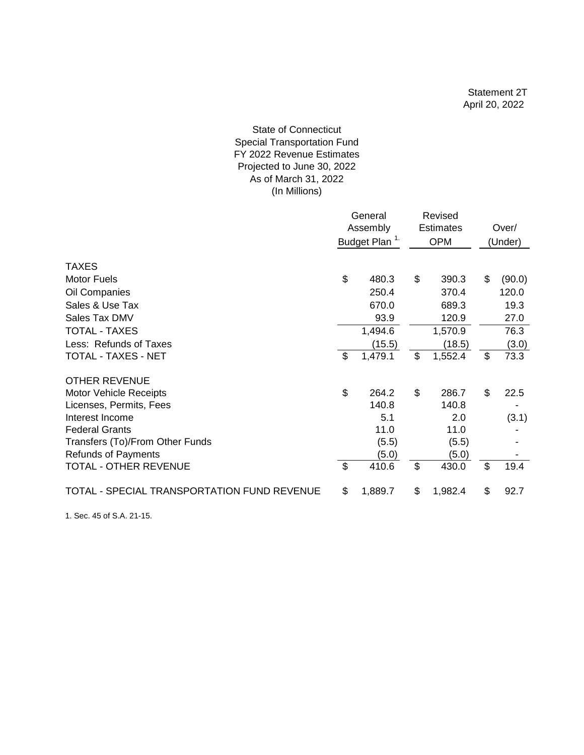Statement 2T
April 20, 2022

State of Connecticut
Special Transportation Fund
FY 2022 Revenue Estimates
Projected to June 30, 2022
As of March 31, 2022
(In Millions)

| | General Assembly Budget Plan [1.] | Revised Estimates OPM | Over/ (Under) |
|---|---|---|---|
| **TAXES** | | | |
| Motor Fuels | $ 480.3 | $ 390.3 | $ (90.0) |
| Oil Companies | 250.4 | 370.4 | 120.0 |
| Sales & Use Tax | 670.0 | 689.3 | 19.3 |
| Sales Tax DMV | 93.9 | 120.9 | 27.0 |
| TOTAL - TAXES | 1,494.6 | 1,570.9 | 76.3 |
| Less: Refunds of Taxes | (15.5) | (18.5) | (3.0) |
| TOTAL - TAXES - NET | $ 1,479.1 | $ 1,552.4 | $ 73.3 |
| **OTHER REVENUE** | | | |
| Motor Vehicle Receipts | $ 264.2 | $ 286.7 | $ 22.5 |
| Licenses, Permits, Fees | 140.8 | 140.8 | - |
| Interest Income | 5.1 | 2.0 | (3.1) |
| Federal Grants | 11.0 | 11.0 | - |
| Transfers (To)/From Other Funds | (5.5) | (5.5) | - |
| Refunds of Payments | (5.0) | (5.0) | - |
| TOTAL - OTHER REVENUE | $ 410.6 | $ 430.0 | $ 19.4 |
| TOTAL - SPECIAL TRANSPORTATION FUND REVENUE | $ 1,889.7 | $ 1,982.4 | $ 92.7 |

1. Sec. 45 of S.A. 21-15.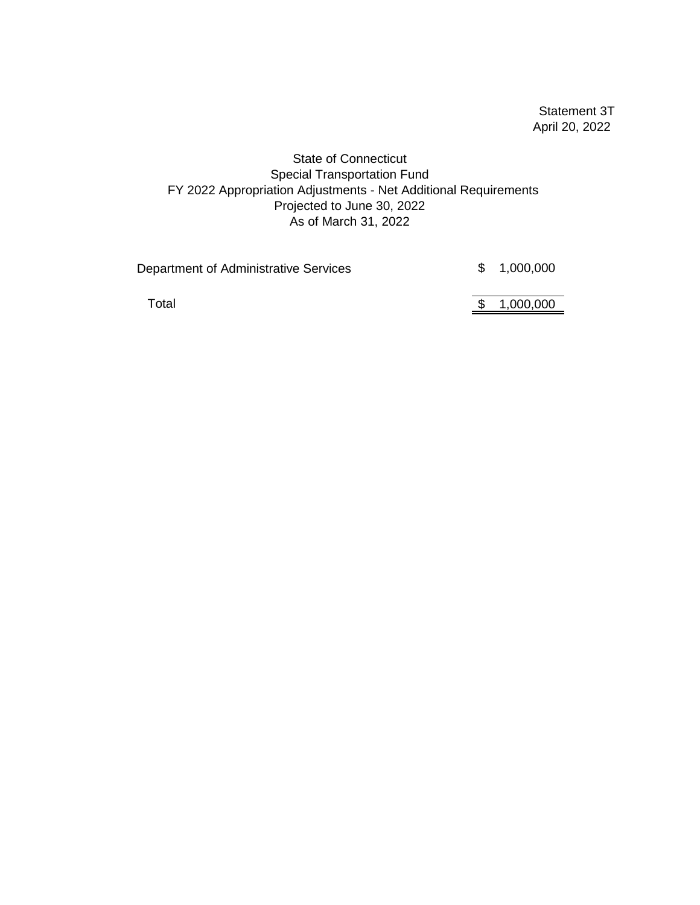Statement 3T
April 20, 2022

# State of Connecticut
## Special Transportation Fund
## FY 2022 Appropriation Adjustments - Net Additional Requirements
## Projected to June 30, 2022
## As of March 31, 2022

| | |
|---|---|
| Department of Administrative Services | $ 1,000,000 |
| Total | $ 1,000,000 |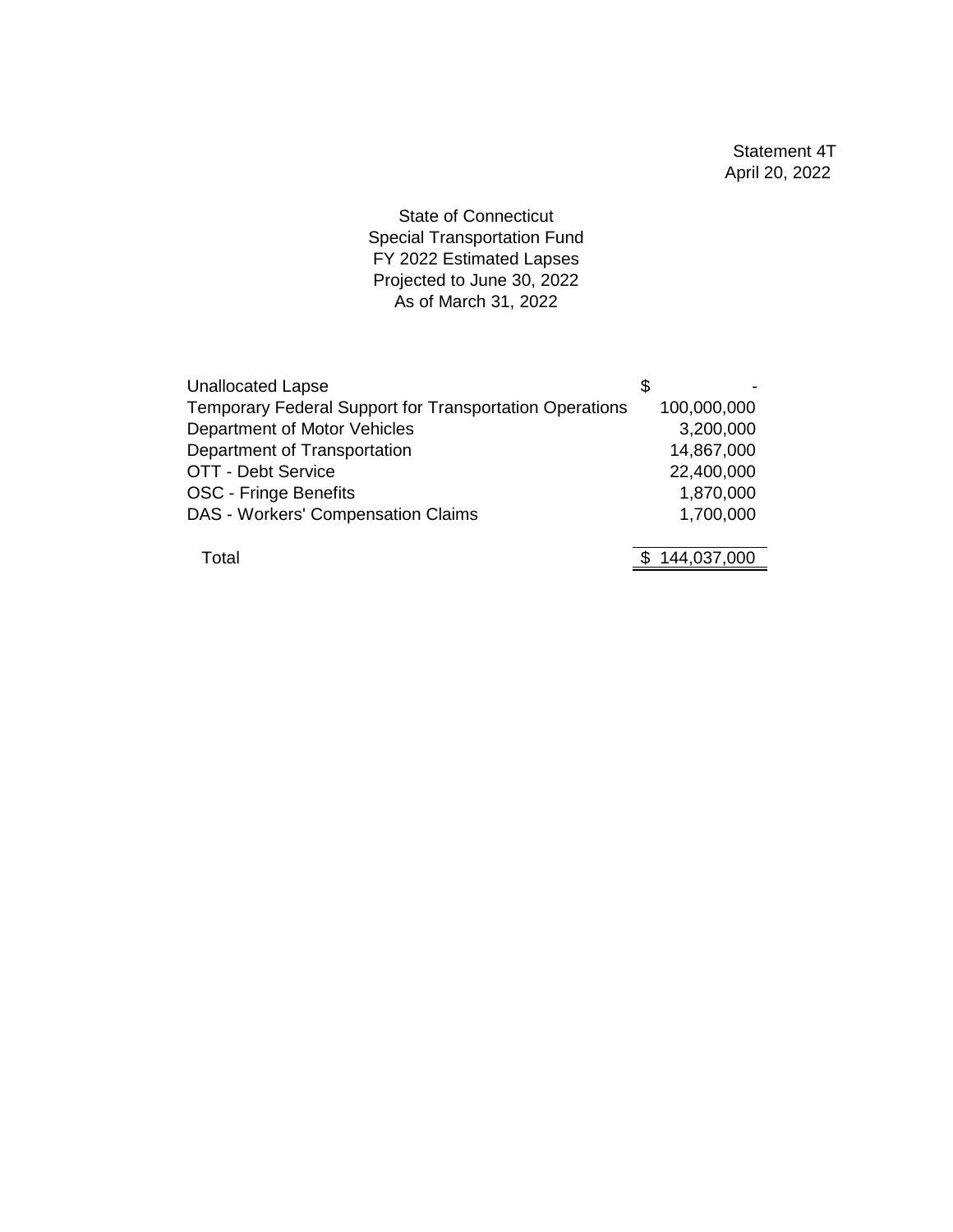Statement 4T
April 20, 2022

State of Connecticut
Special Transportation Fund
FY 2022 Estimated Lapses
Projected to June 30, 2022
As of March 31, 2022

| | |
|---|---|
| Unallocated Lapse | $ - |
| Temporary Federal Support for Transportation Operations | 100,000,000 |
| Department of Motor Vehicles | 3,200,000 |
| Department of Transportation | 14,867,000 |
| OTT - Debt Service | 22,400,000 |
| OSC - Fringe Benefits | 1,870,000 |
| DAS - Workers' Compensation Claims | 1,700,000 |
| Total | $ 144,037,000 |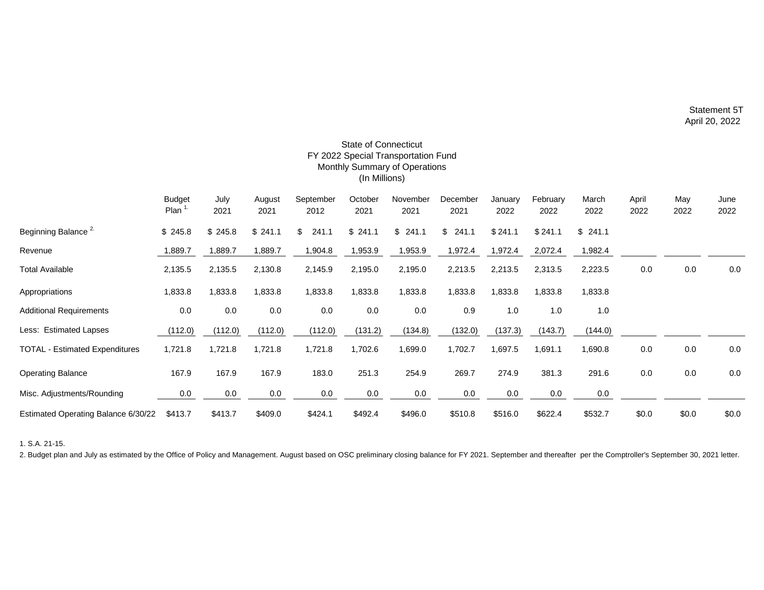Statement 5T
April 20, 2022

# State of Connecticut
## FY 2022 Special Transportation Fund
## Monthly Summary of Operations
## (In Millions)

| | Budget Plan [1.] | July 2021 | August 2021 | September 2012 | October 2021 | November 2021 | December 2021 | January 2022 | February 2022 | March 2022 | April 2022 | May 2022 | June 2022 |
|---|---|---|---|---|---|---|---|---|---|---|---|---|---|
| Beginning Balance [2.] | $ 245.8 | $ 245.8 | $ 241.1 | $ 241.1 | $ 241.1 | $ 241.1 | $ 241.1 | $ 241.1 | $ 241.1 | $ 241.1 | | | |
| Revenue | 1,889.7 | 1,889.7 | 1,889.7 | 1,904.8 | 1,953.9 | 1,953.9 | 1,972.4 | 1,972.4 | 2,072.4 | 1,982.4 | | | |
| Total Available | 2,135.5 | 2,135.5 | 2,130.8 | 2,145.9 | 2,195.0 | 2,195.0 | 2,213.5 | 2,213.5 | 2,313.5 | 2,223.5 | 0.0 | 0.0 | 0.0 |
| Appropriations | 1,833.8 | 1,833.8 | 1,833.8 | 1,833.8 | 1,833.8 | 1,833.8 | 1,833.8 | 1,833.8 | 1,833.8 | 1,833.8 | | | |
| Additional Requirements | 0.0 | 0.0 | 0.0 | 0.0 | 0.0 | 0.0 | 0.9 | 1.0 | 1.0 | 1.0 | | | |
| Less: Estimated Lapses | (112.0) | (112.0) | (112.0) | (112.0) | (131.2) | (134.8) | (132.0) | (137.3) | (143.7) | (144.0) | | | |
| TOTAL - Estimated Expenditures | 1,721.8 | 1,721.8 | 1,721.8 | 1,721.8 | 1,702.6 | 1,699.0 | 1,702.7 | 1,697.5 | 1,691.1 | 1,690.8 | 0.0 | 0.0 | 0.0 |
| Operating Balance | 167.9 | 167.9 | 167.9 | 183.0 | 251.3 | 254.9 | 269.7 | 274.9 | 381.3 | 291.6 | 0.0 | 0.0 | 0.0 |
| Misc. Adjustments/Rounding | 0.0 | 0.0 | 0.0 | 0.0 | 0.0 | 0.0 | 0.0 | 0.0 | 0.0 | 0.0 | | | |
| Estimated Operating Balance 6/30/22 | $413.7 | $413.7 | $409.0 | $424.1 | $492.4 | $496.0 | $510.8 | $516.0 | $622.4 | $532.7 | $0.0 | $0.0 | $0.0 |

1. S.A. 21-15.

2. Budget plan and July as estimated by the Office of Policy and Management. August based on OSC preliminary closing balance for FY 2021. September and thereafter per the Comptroller's September 30, 2021 letter.